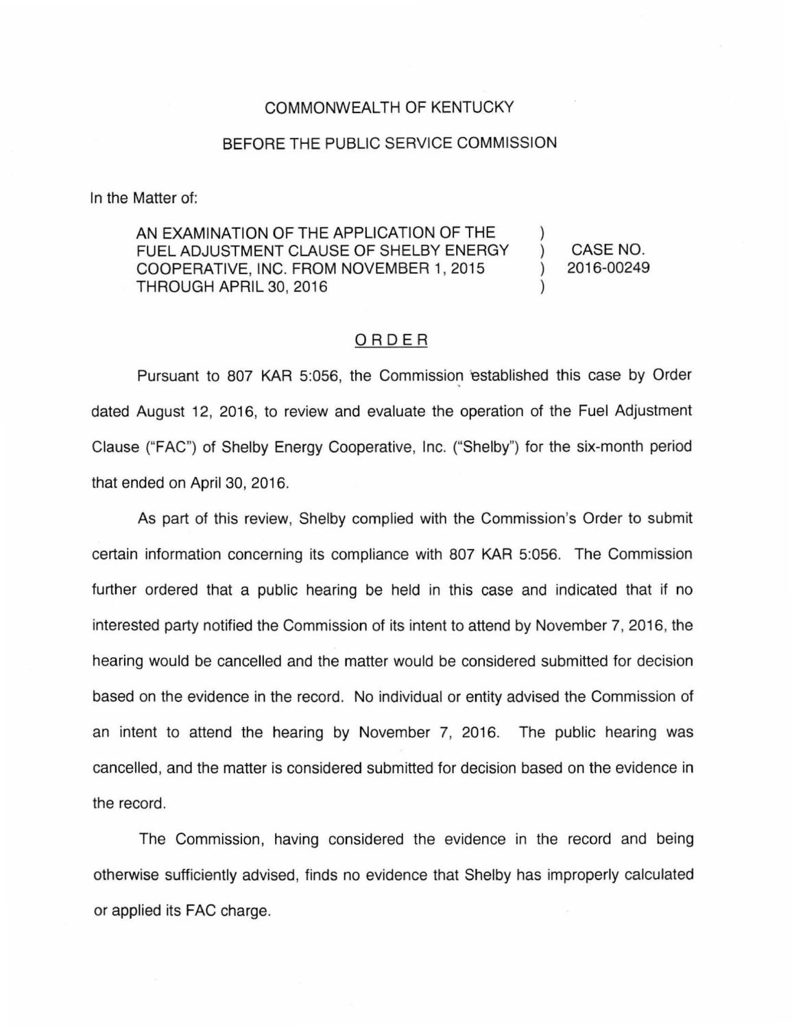COMMONWEALTH OF KENTUCKY

BEFORE THE PUBLIC SERVICE COMMISSION

In the Matter of:

| | | |
|---|---|---|
| AN EXAMINATION OF THE APPLICATION OF THE FUEL ADJUSTMENT CLAUSE OF SHELBY ENERGY COOPERATIVE, INC. FROM NOVEMBER 1, 2015 THROUGH APRIL 30, 2016 | ) ) ) ) | CASE NO. 2016-00249 |

## ORDER

Pursuant to 807 KAR 5:056, the Commission established this case by Order dated August 12, 2016, to review and evaluate the operation of the Fuel Adjustment Clause ("FAC") of Shelby Energy Cooperative, Inc. ("Shelby") for the six-month period that ended on April 30, 2016.

As part of this review, Shelby complied with the Commission's Order to submit certain information concerning its compliance with 807 KAR 5:056. The Commission further ordered that a public hearing be held in this case and indicated that if no interested party notified the Commission of its intent to attend by November 7, 2016, the hearing would be cancelled and the matter would be considered submitted for decision based on the evidence in the record. No individual or entity advised the Commission of an intent to attend the hearing by November 7, 2016. The public hearing was cancelled, and the matter is considered submitted for decision based on the evidence in the record.

The Commission, having considered the evidence in the record and being otherwise sufficiently advised, finds no evidence that Shelby has improperly calculated or applied its FAC charge.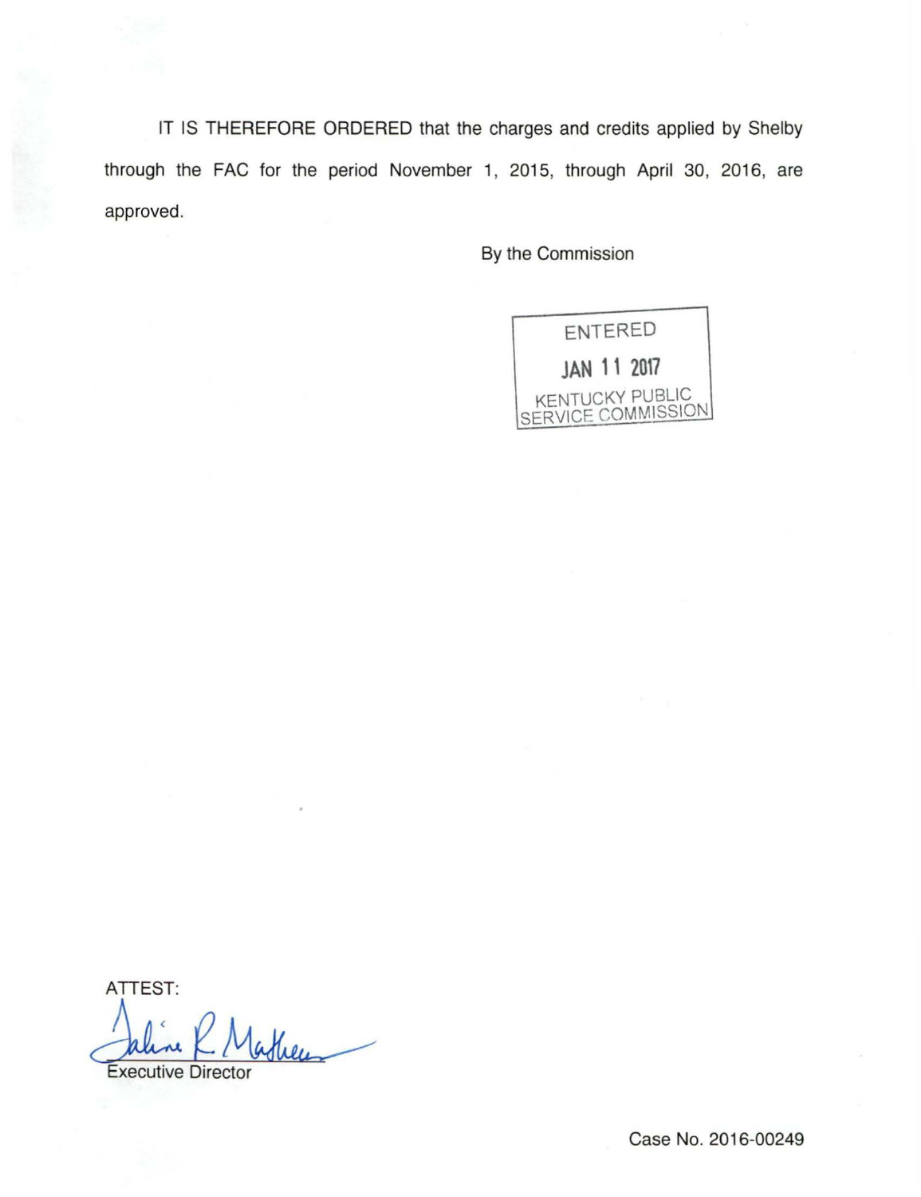IT IS THEREFORE ORDERED that the charges and credits applied by Shelby through the FAC for the period November 1, 2015, through April 30, 2016, are approved.

By the Commission

ENTERED
JAN 11 2017
KENTUCKY PUBLIC
SERVICE COMMISSION

ATTEST:

Executive Director

Case No. 2016-00249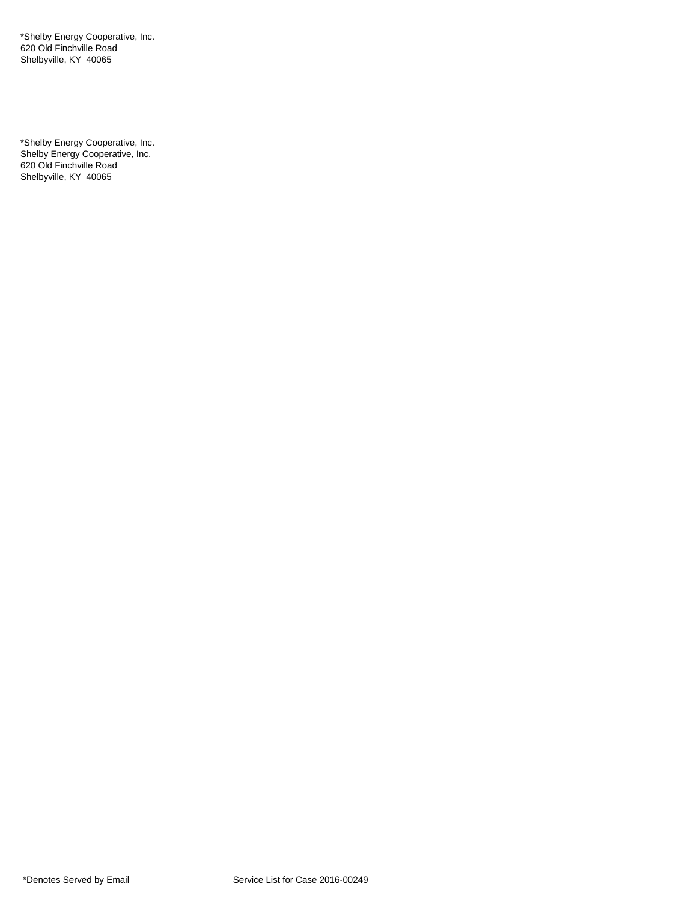*Shelby Energy Cooperative, Inc.
620 Old Finchville Road
Shelbyville, KY  40065

*Shelby Energy Cooperative, Inc.
Shelby Energy Cooperative, Inc.
620 Old Finchville Road
Shelbyville, KY  40065

*Denotes Served by Email

Service List for Case 2016-00249